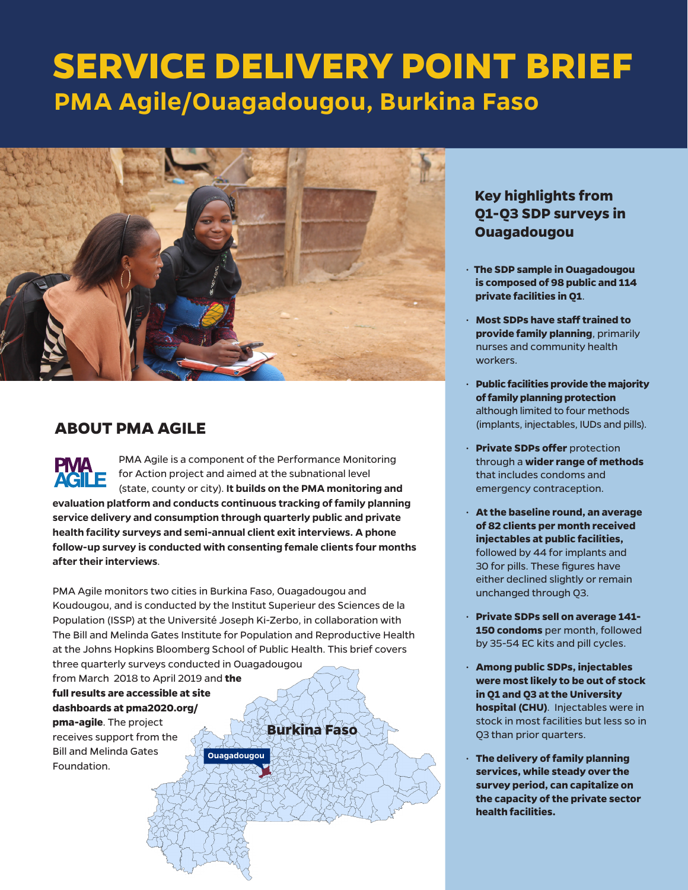# SERVICE DELIVERY POINT BRIEF

## PMA Agile/Ouagadougou, Burkina Faso

## ABOUT PMA AGILE

PMA Agile is a component of the Performance Monitoring for Action project and aimed at the subnational level (state, county or city). **It builds on the PMA monitoring and evaluation platform and conducts continuous tracking of family planning service delivery and consumption through quarterly public and private health facility surveys and semi-annual client exit interviews. A phone follow-up survey is conducted with consenting female clients four months after their interviews**.

PMA Agile monitors two cities in Burkina Faso, Ouagadougou and Koudougou, and is conducted by the Institut Superieur des Sciences de la Population (ISSP) at the Université Joseph Ki-Zerbo, in collaboration with The Bill and Melinda Gates Institute for Population and Reproductive Health at the Johns Hopkins Bloomberg School of Public Health. This brief covers three quarterly surveys conducted in Ouagadougou from March 2018 to April 2019 and **the full results are accessible at site dashboards at pma2020.org/pma-agile**. The project receives support from the Bill and Melinda Gates Foundation.

### Key highlights from Q1-Q3 SDP surveys in Ouagadougou

- **The SDP sample in Ouagadougou is composed of 98 public and 114 private facilities in Q1**.
- **Most SDPs have staff trained to provide family planning**, primarily nurses and community health workers.
- **Public facilities provide the majority of family planning protection** although limited to four methods (implants, injectables, IUDs and pills).
- **Private SDPs offer** protection through a **wider range of methods** that includes condoms and emergency contraception.
- **At the baseline round, an average of 82 clients per month received injectables at public facilities,** followed by 44 for implants and 30 for pills. These figures have either declined slightly or remain unchanged through Q3.
- **Private SDPs sell on average 141-150 condoms** per month, followed by 35-54 EC kits and pill cycles.
- **Among public SDPs, injectables were most likely to be out of stock in Q1 and Q3 at the University hospital (CHU)**. Injectables were in stock in most facilities but less so in Q3 than prior quarters.
- **The delivery of family planning services, while steady over the survey period, can capitalize on the capacity of the private sector health facilities.**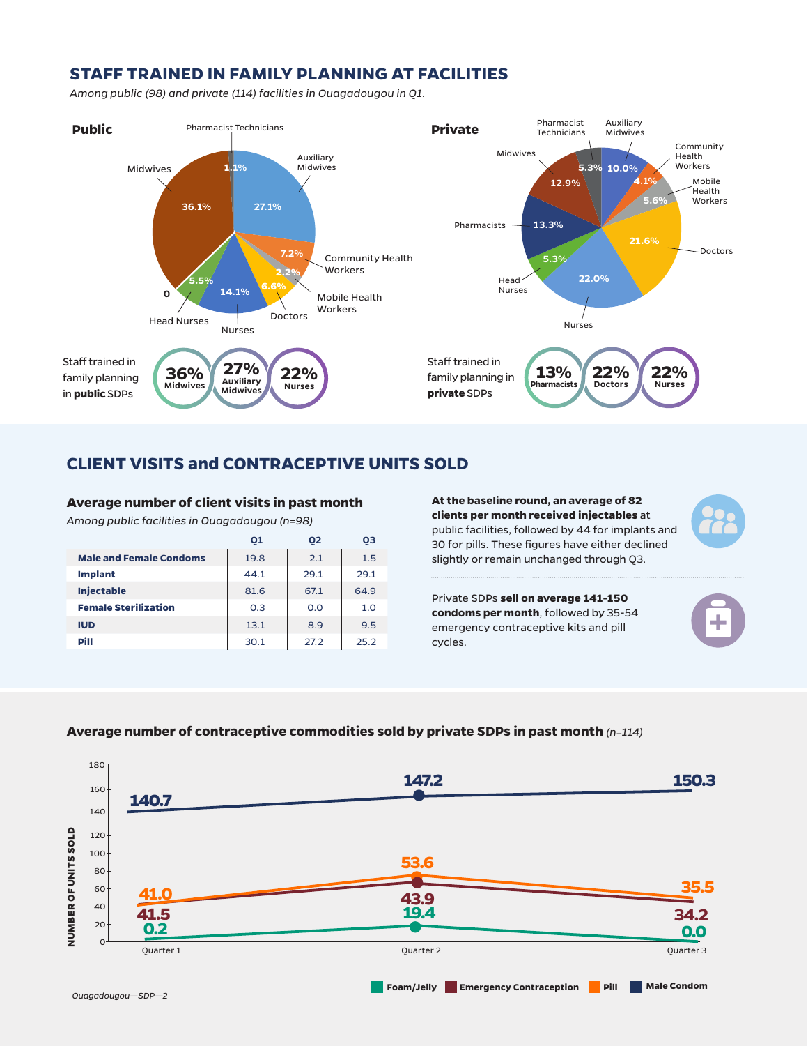## STAFF TRAINED IN FAMILY PLANNING AT FACILITIES

*Among public (98) and private (114) facilities in Ouagadougou in Q1.*

**Public**

| Staff | % |
|---|---|
| Midwives | 36.1% |
| Pharmacist Technicians | 1.1% |
| Auxiliary Midwives | 27.1% |
| Community Health Workers | 7.2% |
| Mobile Health Workers | 2.2% |
| Doctors | 6.6% |
| Nurses | 14.1% |
| Head Nurses | 5.5% |
| (unlabelled) | 0 |

**Private**

| Staff | % |
|---|---|
| Pharmacist Technicians | 5.3% |
| Auxiliary Midwives | 10.0% |
| Community Health Workers | 4.1% |
| Mobile Health Workers | 5.6% |
| Doctors | 21.6% |
| Nurses | 22.0% |
| Head Nurses | 5.3% |
| Pharmacists | 13.3% |
| Midwives | 12.9% |

Staff trained in family planning in **public** SDPs: **36%** Midwives, **27%** Auxiliary Midwives, **22%** Nurses

Staff trained in family planning in **private** SDPs: **13%** Pharmacists, **22%** Doctors, **22%** Nurses

## CLIENT VISITS and CONTRACEPTIVE UNITS SOLD

### Average number of client visits in past month

*Among public facilities in Ouagadougou (n=98)*

| | Q1 | Q2 | Q3 |
|---|---|---|---|
| **Male and Female Condoms** | 19.8 | 2.1 | 1.5 |
| **Implant** | 44.1 | 29.1 | 29.1 |
| **Injectable** | 81.6 | 67.1 | 64.9 |
| **Female Sterilization** | 0.3 | 0.0 | 1.0 |
| **IUD** | 13.1 | 8.9 | 9.5 |
| **Pill** | 30.1 | 27.2 | 25.2 |

**At the baseline round, an average of 82 clients per month received injectables** at public facilities, followed by 44 for implants and 30 for pills. These figures have either declined slightly or remain unchanged through Q3.

Private SDPs **sell on average 141-150 condoms per month**, followed by 35-54 emergency contraceptive kits and pill cycles.

### Average number of contraceptive commodities sold by private SDPs in past month *(n=114)*

| NUMBER OF UNITS SOLD | Quarter 1 | Quarter 2 | Quarter 3 |
|---|---|---|---|
| Male Condom | 140.7 | 147.2 | 150.3 |
| Pill | 41.0 | 53.6 | 35.5 |
| Emergency Contraception | 41.5 | 43.9 | 34.2 |
| Foam/Jelly | 0.2 | 19.4 | 0.0 |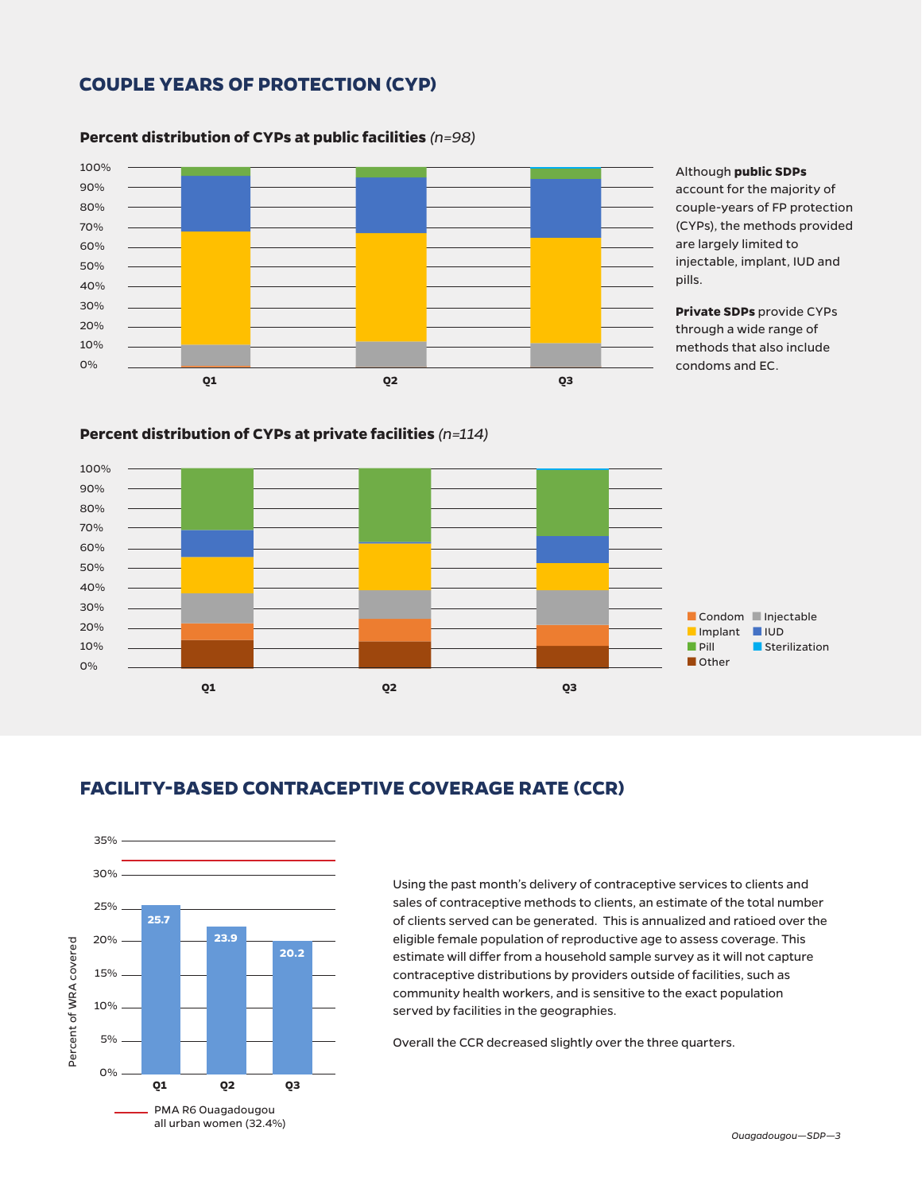## COUPLE YEARS OF PROTECTION (CYP)

**Percent distribution of CYPs at public facilities** *(n=98)*

Although **public SDPs** account for the majority of couple-years of FP protection (CYPs), the methods provided are largely limited to injectable, implant, IUD and pills.

**Private SDPs** provide CYPs through a wide range of methods that also include condoms and EC.

**Percent distribution of CYPs at private facilities** *(n=114)*

Condom, Injectable, Implant, IUD, Pill, Sterilization, Other

## FACILITY-BASED CONTRACEPTIVE COVERAGE RATE (CCR)

| | Q1 | Q2 | Q3 |
|---|---|---|---|
| Percent of WRA covered | 25.7 | 23.9 | 20.2 |

PMA R6 Ouagadougou all urban women (32.4%)

Using the past month's delivery of contraceptive services to clients and sales of contraceptive methods to clients, an estimate of the total number of clients served can be generated. This is annualized and ratioed over the eligible female population of reproductive age to assess coverage. This estimate will differ from a household sample survey as it will not capture contraceptive distributions by providers outside of facilities, such as community health workers, and is sensitive to the exact population served by facilities in the geographies.

Overall the CCR decreased slightly over the three quarters.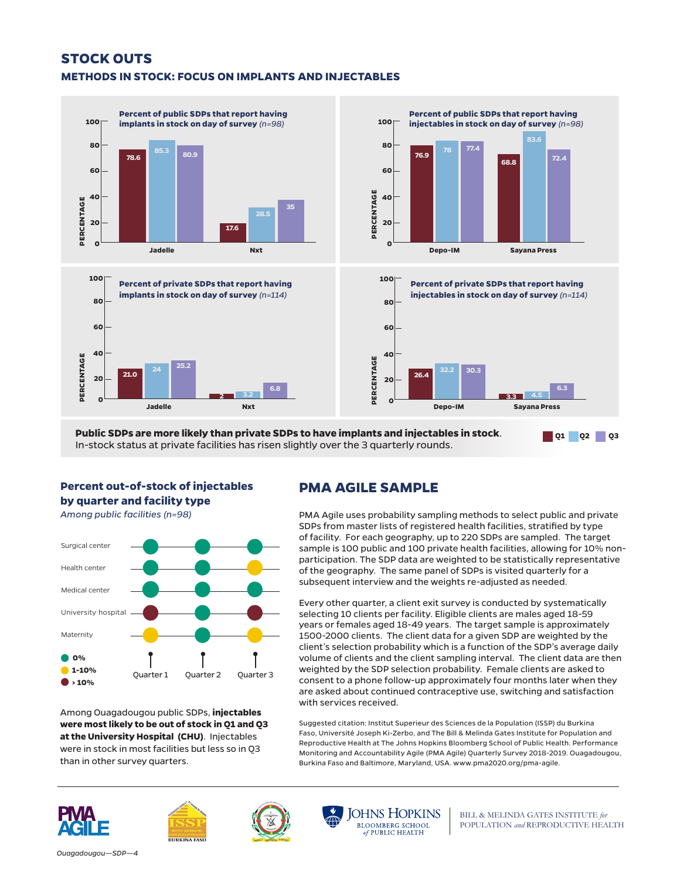## STOCK OUTS

### METHODS IN STOCK: FOCUS ON IMPLANTS AND INJECTABLES

**Percent of public SDPs that report having implants in stock on day of survey** *(n=98)*

PERCENTAGE
100
80
60
40
20
0

Jadelle: 78.6, 85.3, 80.9
Nxt: 17.6, 28.5, 35

**Percent of public SDPs that report having injectables in stock on day of survey** *(n=98)*

PERCENTAGE
100
80
60
40
20
0

Depo-IM: 76.9, 78, 77.4
Sayana Press: 68.8, 83.6, 72.4

**Percent of private SDPs that report having implants in stock on day of survey** *(n=114)*

PERCENTAGE
100
80
60
40
20
0

Jadelle: 21.0, 24, 25.2
Nxt: 2, 3.2, 6.8

**Percent of private SDPs that report having injectables in stock on day of survey** *(n=114)*

PERCENTAGE
100
80
60
40
20
0

Depo-IM: 26.4, 32.2, 30.3
Sayana Press: 3.3, 4.5, 6.3

Q1 Q2 Q3

**Public SDPs are more likely than private SDPs to have implants and injectables in stock.** In-stock status at private facilities has risen slightly over the 3 quarterly rounds.

### Percent out-of-stock of injectables by quarter and facility type

*Among public facilities (n=98)*

Surgical center
Health center
Medical center
University hospital
Maternity

0%
1-10%
> 10%

Quarter 1 Quarter 2 Quarter 3

Among Ouagadougou public SDPs, **injectables were most likely to be out of stock in Q1 and Q3 at the University Hospital (CHU)**. Injectables were in stock in most facilities but less so in Q3 than in other survey quarters.

## PMA AGILE SAMPLE

PMA Agile uses probability sampling methods to select public and private SDPs from master lists of registered health facilities, stratified by type of facility. For each geography, up to 220 SDPs are sampled. The target sample is 100 public and 100 private health facilities, allowing for 10% non-participation. The SDP data are weighted to be statistically representative of the geography. The same panel of SDPs is visited quarterly for a subsequent interview and the weights re-adjusted as needed.

Every other quarter, a client exit survey is conducted by systematically selecting 10 clients per facility. Eligible clients are males aged 18-59 years or females aged 18-49 years. The target sample is approximately 1500-2000 clients. The client data for a given SDP are weighted by the client's selection probability which is a function of the SDP's average daily volume of clients and the client sampling interval. The client data are then weighted by the SDP selection probability. Female clients are asked to consent to a phone follow-up approximately four months later when they are asked about continued contraceptive use, switching and satisfaction with services received.

Suggested citation: Institut Superieur des Sciences de la Population (ISSP) du Burkina Faso, Université Joseph Ki-Zerbo, and The Bill & Melinda Gates Institute for Population and Reproductive Health at The Johns Hopkins Bloomberg School of Public Health. Performance Monitoring and Accountability Agile (PMA Agile) Quarterly Survey 2018-2019. Ouagadougou, Burkina Faso and Baltimore, Maryland, USA. www.pma2020.org/pma-agile.

PMA AGILE | ISSP BURKINA FASO | JOHNS HOPKINS BLOOMBERG SCHOOL of PUBLIC HEALTH | BILL & MELINDA GATES INSTITUTE for POPULATION and REPRODUCTIVE HEALTH